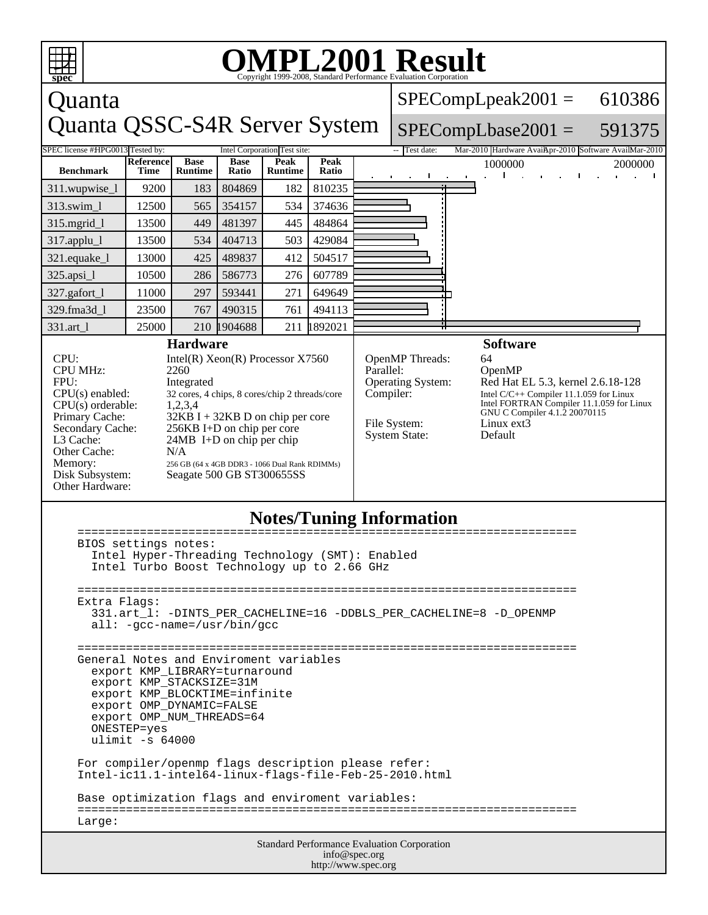# OMPL2001 Result

Copyright 1999-2008, Standard Performance Evaluation Corporation

## Quanta
## Quanta QSSC-S4R Server System

SPECompLpeak2001 = 610386

SPECompLbase2001 = 591375

| SPEC license #: HPG0013 | Tested by: Intel Corporation | Test site: -- | Test date: Mar-2010 | Hardware Avail: Apr-2010 | Software Avail: Mar-2010 |
|---|---|---|---|---|---|

| Benchmark | Reference Time | Base Runtime | Base Ratio | Peak Runtime | Peak Ratio |
|---|---|---|---|---|---|
| 311.wupwise_l | 9200 | 183 | 804869 | 182 | 810235 |
| 313.swim_l | 12500 | 565 | 354157 | 534 | 374636 |
| 315.mgrid_l | 13500 | 449 | 481397 | 445 | 484864 |
| 317.applu_l | 13500 | 534 | 404713 | 503 | 429084 |
| 321.equake_l | 13000 | 425 | 489837 | 412 | 504517 |
| 325.apsi_l | 10500 | 286 | 586773 | 276 | 607789 |
| 327.gafort_l | 11000 | 297 | 593441 | 271 | 649649 |
| 329.fma3d_l | 23500 | 767 | 490315 | 761 | 494113 |
| 331.art_l | 25000 | 210 | 1904688 | 211 | 1892021 |

### Hardware

| | |
|---|---|
| CPU: | Intel(R) Xeon(R) Processor X7560 |
| CPU MHz: | 2260 |
| FPU: | Integrated |
| CPU(s) enabled: | 32 cores, 4 chips, 8 cores/chip 2 threads/core |
| CPU(s) orderable: | 1,2,3,4 |
| Primary Cache: | 32KB I + 32KB D on chip per core |
| Secondary Cache: | 256KB I+D on chip per core |
| L3 Cache: | 24MB I+D on chip per chip |
| Other Cache: | N/A |
| Memory: | 256 GB (64 x 4GB DDR3 - 1066 Dual Rank RDIMMs) |
| Disk Subsystem: | Seagate 500 GB ST300655SS |
| Other Hardware: | |

### Software

| | |
|---|---|
| OpenMP Threads: | 64 |
| Parallel: | OpenMP |
| Operating System: | Red Hat EL 5.3, kernel 2.6.18-128 |
| Compiler: | Intel C/C++ Compiler 11.1.059 for Linux<br>Intel FORTRAN Compiler 11.1.059 for Linux<br>GNU C Compiler 4.1.2 20070115 |
| File System: | Linux ext3 |
| System State: | Default |

## Notes/Tuning Information

```
========================================================================
BIOS settings notes:
  Intel Hyper-Threading Technology (SMT): Enabled
  Intel Turbo Boost Technology up to 2.66 GHz

========================================================================
Extra Flags:
  331.art_l: -DINTS_PER_CACHELINE=16 -DDBLS_PER_CACHELINE=8 -D_OPENMP
  all: -gcc-name=/usr/bin/gcc

========================================================================
General Notes and Enviroment variables
  export KMP_LIBRARY=turnaround
  export KMP_STACKSIZE=31M
  export KMP_BLOCKTIME=infinite
  export OMP_DYNAMIC=FALSE
  export OMP_NUM_THREADS=64
  ONESTEP=yes
  ulimit -s 64000

For compiler/openmp flags description please refer:
Intel-ic11.1-intel64-linux-flags-file-Feb-25-2010.html

Base optimization flags and enviroment variables:
========================================================================
Large:
```

Standard Performance Evaluation Corporation
info@spec.org
http://www.spec.org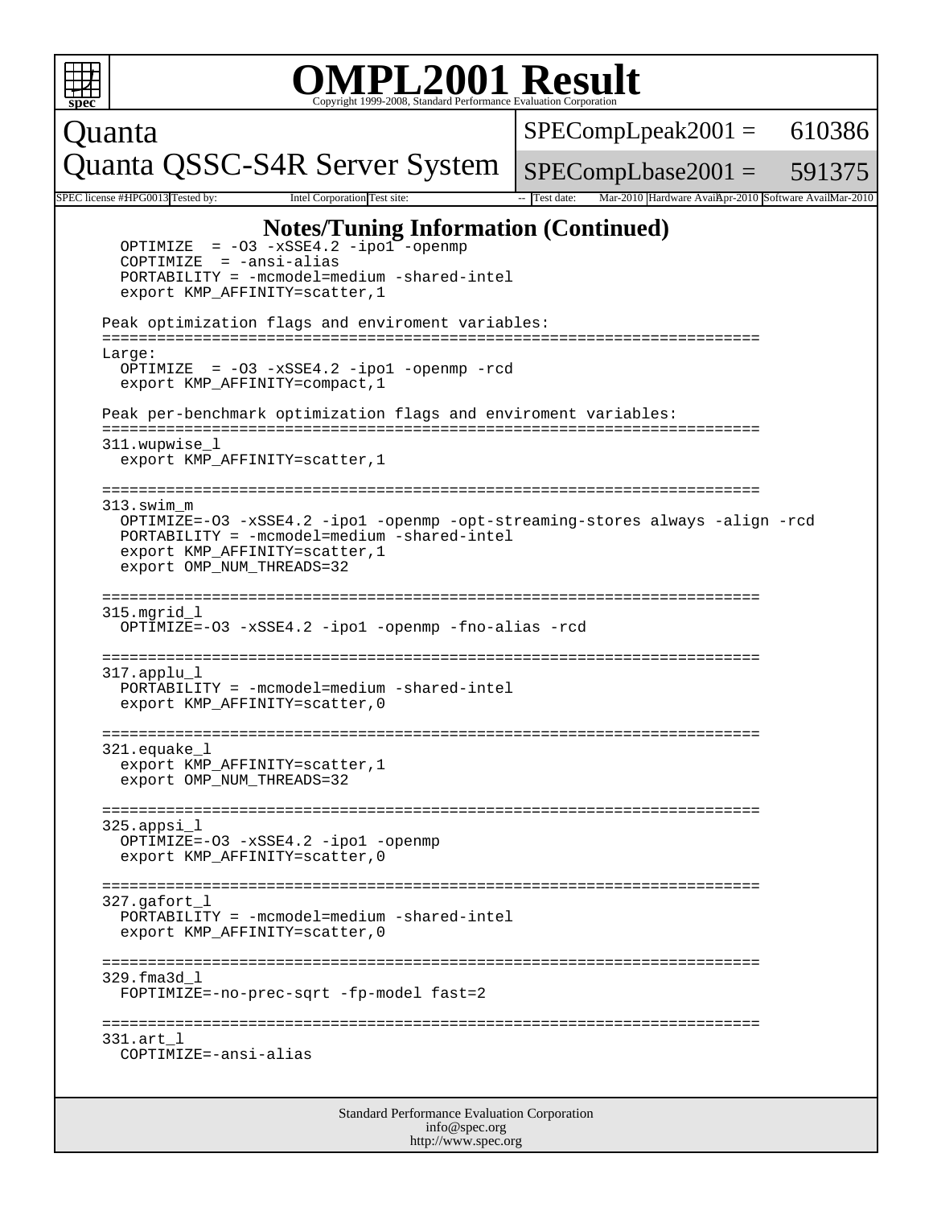# OMPL2001 Result

Copyright 1999-2008, Standard Performance Evaluation Corporation

**Quanta**
**Quanta QSSC-S4R Server System**

| SPECompLpeak2001 = | 610386 |
| --- | --- |
| SPECompLbase2001 = | 591375 |

| SPEC license #: | HPG0013 | Tested by: | Intel Corporation | Test site: | -- | Test date: | Mar-2010 | Hardware Avail: | Apr-2010 | Software Avail: | Mar-2010 |
| --- | --- | --- | --- | --- | --- | --- | --- | --- | --- | --- | --- |

## Notes/Tuning Information (Continued)

```
    OPTIMIZE  = -O3 -xSSE4.2 -ipo1 -openmp
    COPTIMIZE  = -ansi-alias
    PORTABILITY = -mcmodel=medium -shared-intel
    export KMP_AFFINITY=scatter,1

  Peak optimization flags and enviroment variables:
  ========================================================================
  Large:
    OPTIMIZE  = -O3 -xSSE4.2 -ipo1 -openmp -rcd
    export KMP_AFFINITY=compact,1

  Peak per-benchmark optimization flags and enviroment variables:
  ========================================================================
  311.wupwise_l
    export KMP_AFFINITY=scatter,1

  ========================================================================
  313.swim_m
    OPTIMIZE=-O3 -xSSE4.2 -ipo1 -openmp -opt-streaming-stores always -align -rcd
    PORTABILITY = -mcmodel=medium -shared-intel
    export KMP_AFFINITY=scatter,1
    export OMP_NUM_THREADS=32

  ========================================================================
  315.mgrid_l
    OPTIMIZE=-O3 -xSSE4.2 -ipo1 -openmp -fno-alias -rcd

  ========================================================================
  317.applu_l
    PORTABILITY = -mcmodel=medium -shared-intel
    export KMP_AFFINITY=scatter,0

  ========================================================================
  321.equake_l
    export KMP_AFFINITY=scatter,1
    export OMP_NUM_THREADS=32

  ========================================================================
  325.appsi_l
    OPTIMIZE=-O3 -xSSE4.2 -ipo1 -openmp
    export KMP_AFFINITY=scatter,0

  ========================================================================
  327.gafort_l
    PORTABILITY = -mcmodel=medium -shared-intel
    export KMP_AFFINITY=scatter,0

  ========================================================================
  329.fma3d_l
    FOPTIMIZE=-no-prec-sqrt -fp-model fast=2

  ========================================================================
  331.art_l
    COPTIMIZE=-ansi-alias
```

Standard Performance Evaluation Corporation
info@spec.org
http://www.spec.org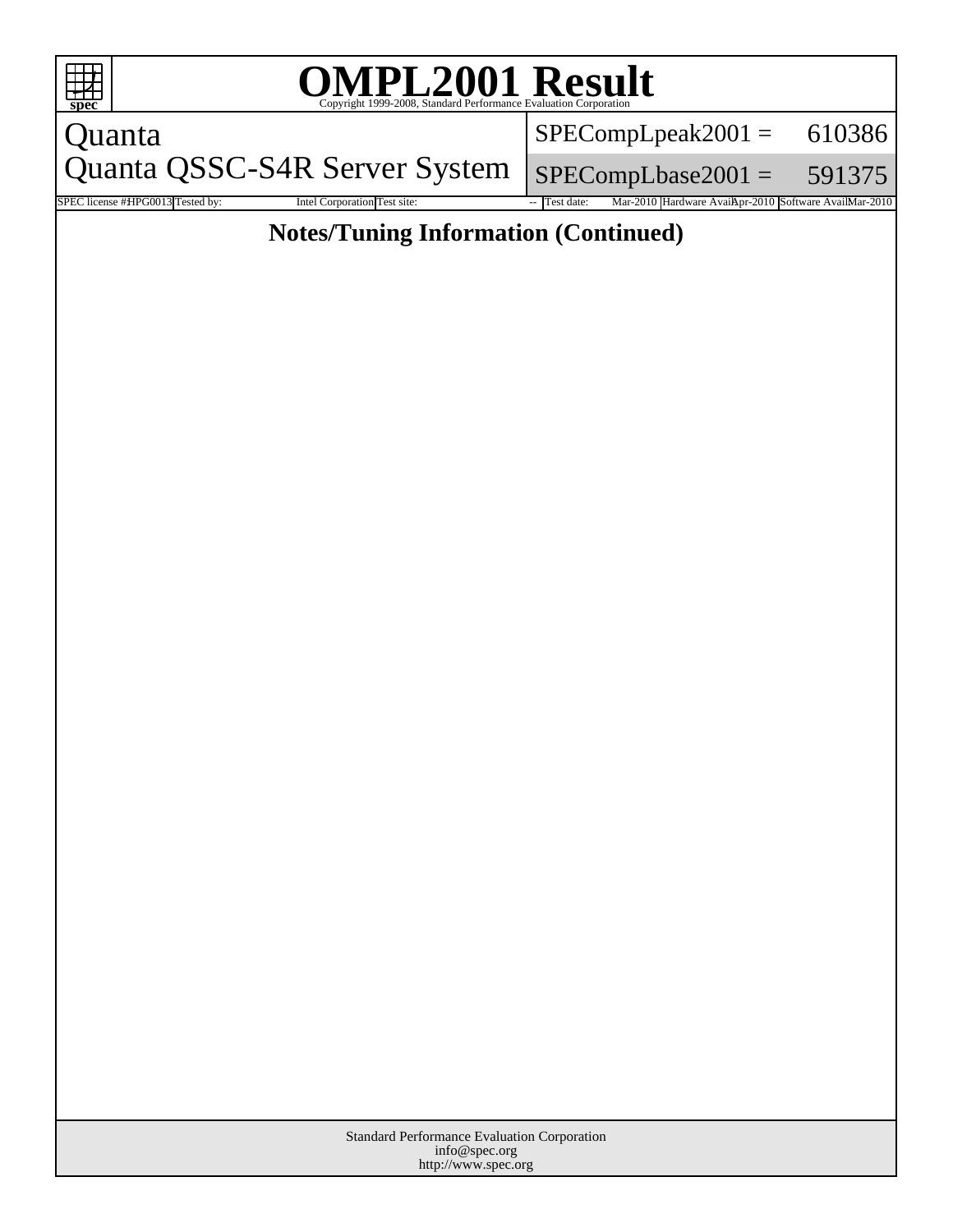# OMPL2001 Result

Copyright 1999-2008, Standard Performance Evaluation Corporation

## Quanta
## Quanta QSSC-S4R Server System

SPECompLpeak2001 = 610386

SPECompLbase2001 = 591375

| SPEC license #: HPG0013 | Tested by: Intel Corporation | Test site: -- | Test date: Mar-2010 | Hardware Avail: Apr-2010 | Software Avail: Mar-2010 |
|---|---|---|---|---|---|

## Notes/Tuning Information (Continued)